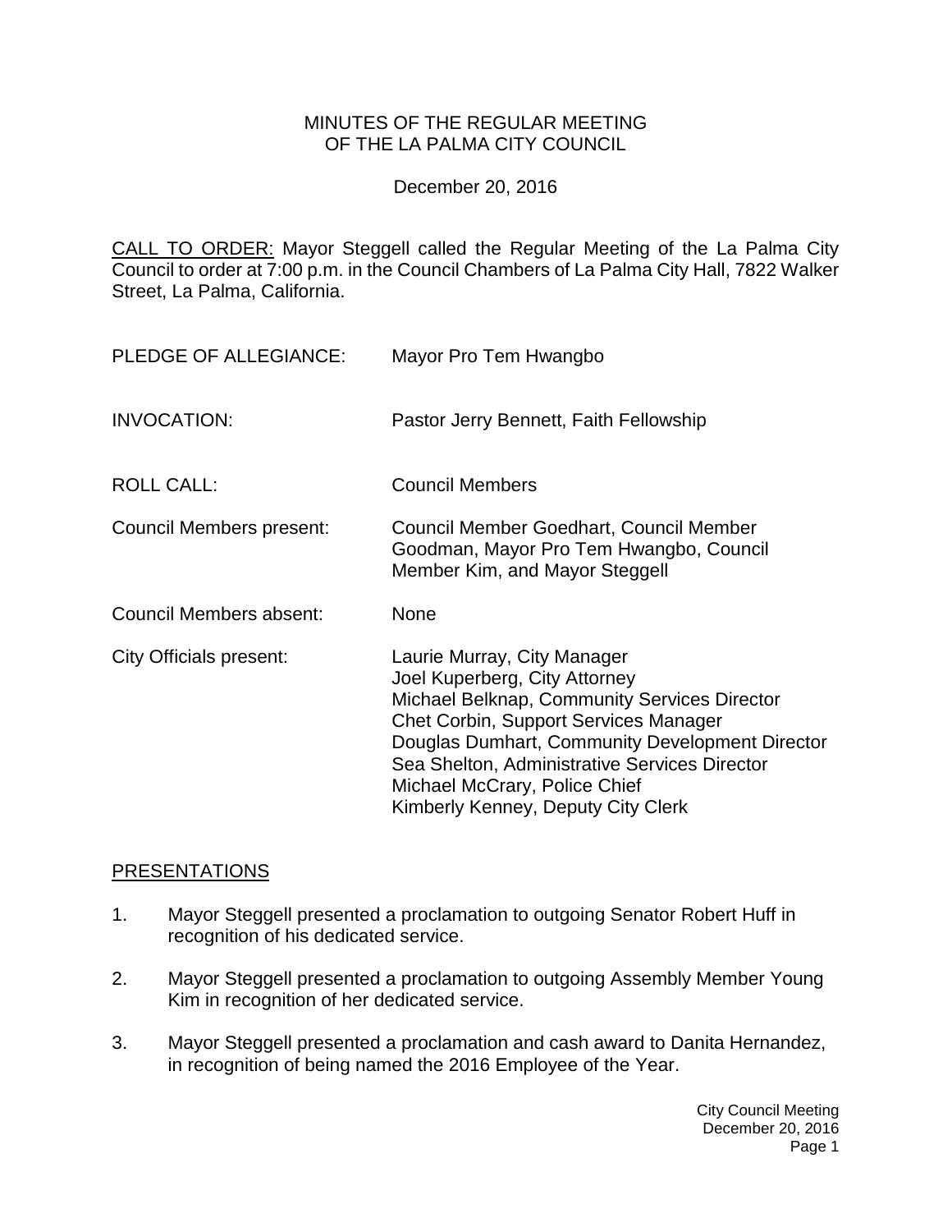# MINUTES OF THE REGULAR MEETING OF THE LA PALMA CITY COUNCIL

December 20, 2016

CALL TO ORDER: Mayor Steggell called the Regular Meeting of the La Palma City Council to order at 7:00 p.m. in the Council Chambers of La Palma City Hall, 7822 Walker Street, La Palma, California.

| | |
|---|---|
| PLEDGE OF ALLEGIANCE: | Mayor Pro Tem Hwangbo |
| INVOCATION: | Pastor Jerry Bennett, Faith Fellowship |
| ROLL CALL: | Council Members |
| Council Members present: | Council Member Goedhart, Council Member Goodman, Mayor Pro Tem Hwangbo, Council Member Kim, and Mayor Steggell |
| Council Members absent: | None |
| City Officials present: | Laurie Murray, City Manager<br>Joel Kuperberg, City Attorney<br>Michael Belknap, Community Services Director<br>Chet Corbin, Support Services Manager<br>Douglas Dumhart, Community Development Director<br>Sea Shelton, Administrative Services Director<br>Michael McCrary, Police Chief<br>Kimberly Kenney, Deputy City Clerk |

## PRESENTATIONS

1. Mayor Steggell presented a proclamation to outgoing Senator Robert Huff in recognition of his dedicated service.

2. Mayor Steggell presented a proclamation to outgoing Assembly Member Young Kim in recognition of her dedicated service.

3. Mayor Steggell presented a proclamation and cash award to Danita Hernandez, in recognition of being named the 2016 Employee of the Year.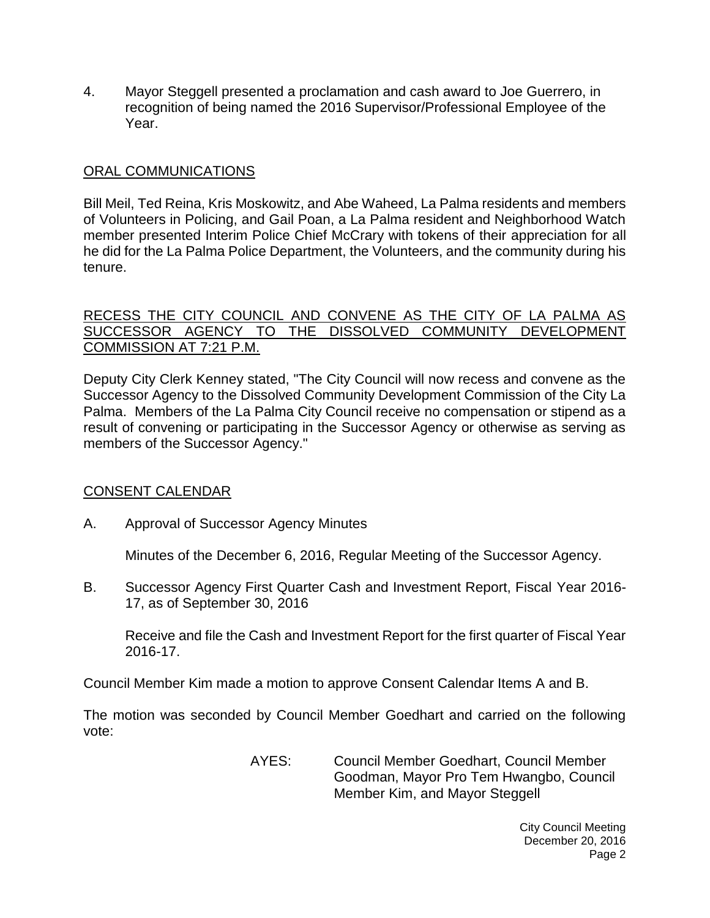4. Mayor Steggell presented a proclamation and cash award to Joe Guerrero, in recognition of being named the 2016 Supervisor/Professional Employee of the Year.

## ORAL COMMUNICATIONS

Bill Meil, Ted Reina, Kris Moskowitz, and Abe Waheed, La Palma residents and members of Volunteers in Policing, and Gail Poan, a La Palma resident and Neighborhood Watch member presented Interim Police Chief McCrary with tokens of their appreciation for all he did for the La Palma Police Department, the Volunteers, and the community during his tenure.

## RECESS THE CITY COUNCIL AND CONVENE AS THE CITY OF LA PALMA AS SUCCESSOR AGENCY TO THE DISSOLVED COMMUNITY DEVELOPMENT COMMISSION AT 7:21 P.M.

Deputy City Clerk Kenney stated, "The City Council will now recess and convene as the Successor Agency to the Dissolved Community Development Commission of the City La Palma. Members of the La Palma City Council receive no compensation or stipend as a result of convening or participating in the Successor Agency or otherwise as serving as members of the Successor Agency."

## CONSENT CALENDAR

A. Approval of Successor Agency Minutes

Minutes of the December 6, 2016, Regular Meeting of the Successor Agency.

B. Successor Agency First Quarter Cash and Investment Report, Fiscal Year 2016-17, as of September 30, 2016

Receive and file the Cash and Investment Report for the first quarter of Fiscal Year 2016-17.

Council Member Kim made a motion to approve Consent Calendar Items A and B.

The motion was seconded by Council Member Goedhart and carried on the following vote:

AYES: Council Member Goedhart, Council Member Goodman, Mayor Pro Tem Hwangbo, Council Member Kim, and Mayor Steggell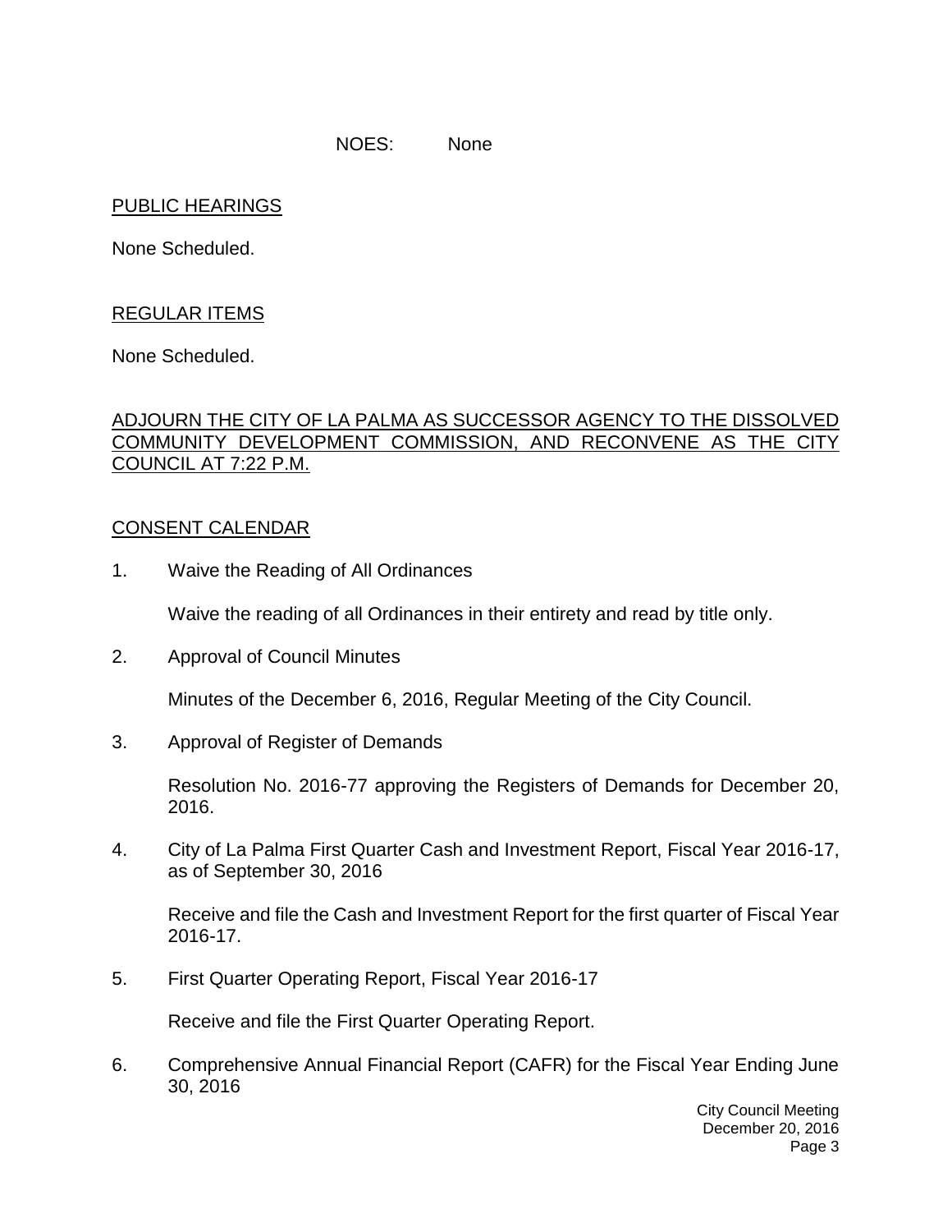NOES: None

PUBLIC HEARINGS

None Scheduled.

REGULAR ITEMS

None Scheduled.

ADJOURN THE CITY OF LA PALMA AS SUCCESSOR AGENCY TO THE DISSOLVED COMMUNITY DEVELOPMENT COMMISSION, AND RECONVENE AS THE CITY COUNCIL AT 7:22 P.M.

CONSENT CALENDAR

1. Waive the Reading of All Ordinances

   Waive the reading of all Ordinances in their entirety and read by title only.

2. Approval of Council Minutes

   Minutes of the December 6, 2016, Regular Meeting of the City Council.

3. Approval of Register of Demands

   Resolution No. 2016-77 approving the Registers of Demands for December 20, 2016.

4. City of La Palma First Quarter Cash and Investment Report, Fiscal Year 2016-17, as of September 30, 2016

   Receive and file the Cash and Investment Report for the first quarter of Fiscal Year 2016-17.

5. First Quarter Operating Report, Fiscal Year 2016-17

   Receive and file the First Quarter Operating Report.

6. Comprehensive Annual Financial Report (CAFR) for the Fiscal Year Ending June 30, 2016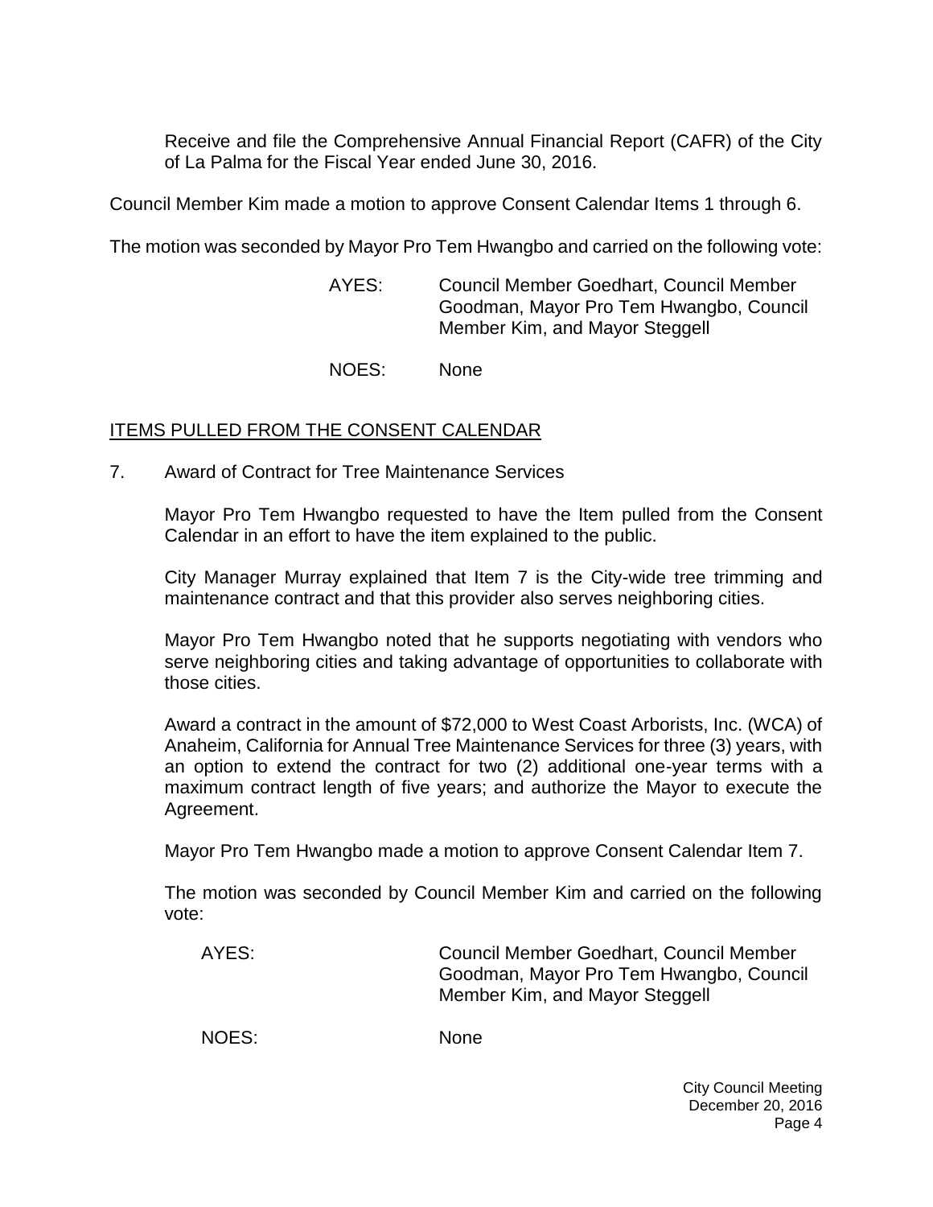Receive and file the Comprehensive Annual Financial Report (CAFR) of the City of La Palma for the Fiscal Year ended June 30, 2016.

Council Member Kim made a motion to approve Consent Calendar Items 1 through 6.

The motion was seconded by Mayor Pro Tem Hwangbo and carried on the following vote:

AYES: Council Member Goedhart, Council Member Goodman, Mayor Pro Tem Hwangbo, Council Member Kim, and Mayor Steggell

NOES: None

## ITEMS PULLED FROM THE CONSENT CALENDAR

7. Award of Contract for Tree Maintenance Services

   Mayor Pro Tem Hwangbo requested to have the Item pulled from the Consent Calendar in an effort to have the item explained to the public.

   City Manager Murray explained that Item 7 is the City-wide tree trimming and maintenance contract and that this provider also serves neighboring cities.

   Mayor Pro Tem Hwangbo noted that he supports negotiating with vendors who serve neighboring cities and taking advantage of opportunities to collaborate with those cities.

   Award a contract in the amount of $72,000 to West Coast Arborists, Inc. (WCA) of Anaheim, California for Annual Tree Maintenance Services for three (3) years, with an option to extend the contract for two (2) additional one-year terms with a maximum contract length of five years; and authorize the Mayor to execute the Agreement.

   Mayor Pro Tem Hwangbo made a motion to approve Consent Calendar Item 7.

   The motion was seconded by Council Member Kim and carried on the following vote:

   AYES: Council Member Goedhart, Council Member Goodman, Mayor Pro Tem Hwangbo, Council Member Kim, and Mayor Steggell

   NOES: None

City Council Meeting
December 20, 2016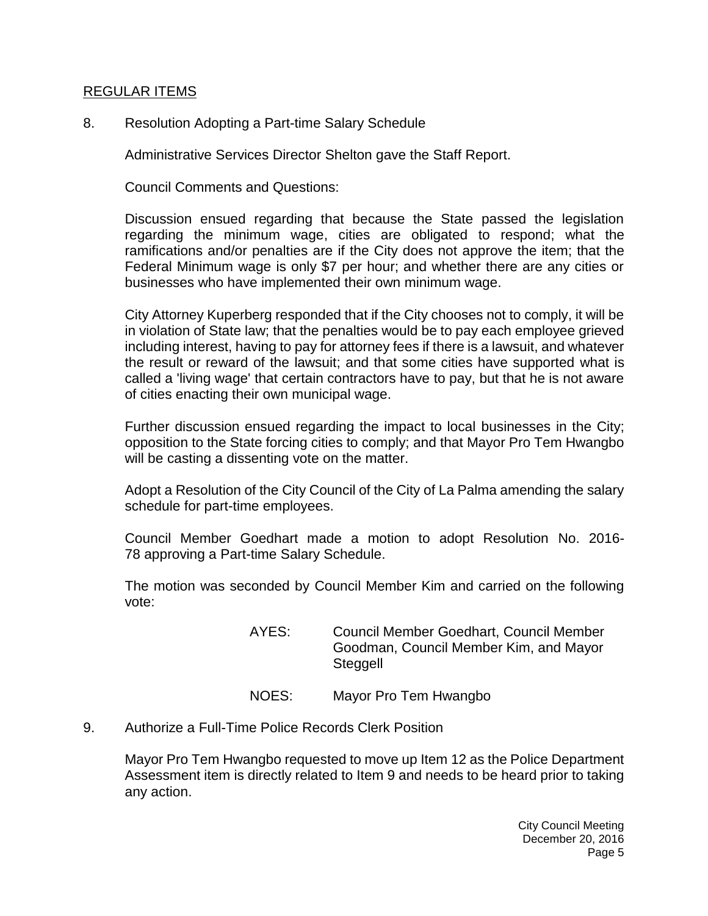## REGULAR ITEMS

8. Resolution Adopting a Part-time Salary Schedule

   Administrative Services Director Shelton gave the Staff Report.

   Council Comments and Questions:

   Discussion ensued regarding that because the State passed the legislation regarding the minimum wage, cities are obligated to respond; what the ramifications and/or penalties are if the City does not approve the item; that the Federal Minimum wage is only $7 per hour; and whether there are any cities or businesses who have implemented their own minimum wage.

   City Attorney Kuperberg responded that if the City chooses not to comply, it will be in violation of State law; that the penalties would be to pay each employee grieved including interest, having to pay for attorney fees if there is a lawsuit, and whatever the result or reward of the lawsuit; and that some cities have supported what is called a 'living wage' that certain contractors have to pay, but that he is not aware of cities enacting their own municipal wage.

   Further discussion ensued regarding the impact to local businesses in the City; opposition to the State forcing cities to comply; and that Mayor Pro Tem Hwangbo will be casting a dissenting vote on the matter.

   Adopt a Resolution of the City Council of the City of La Palma amending the salary schedule for part-time employees.

   Council Member Goedhart made a motion to adopt Resolution No. 2016-78 approving a Part-time Salary Schedule.

   The motion was seconded by Council Member Kim and carried on the following vote:

   AYES: Council Member Goedhart, Council Member Goodman, Council Member Kim, and Mayor Steggell

   NOES: Mayor Pro Tem Hwangbo

9. Authorize a Full-Time Police Records Clerk Position

   Mayor Pro Tem Hwangbo requested to move up Item 12 as the Police Department Assessment item is directly related to Item 9 and needs to be heard prior to taking any action.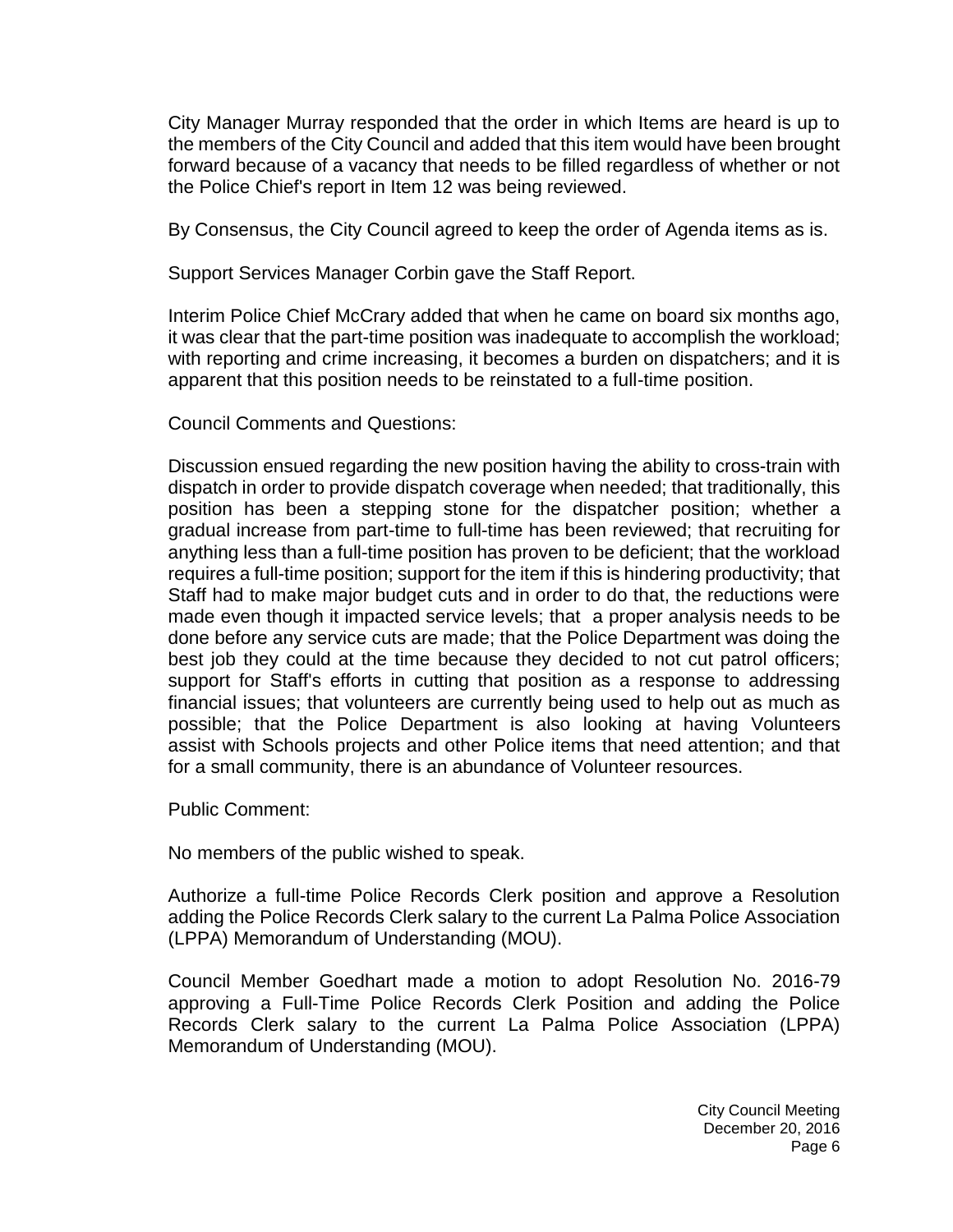City Manager Murray responded that the order in which Items are heard is up to the members of the City Council and added that this item would have been brought forward because of a vacancy that needs to be filled regardless of whether or not the Police Chief's report in Item 12 was being reviewed.

By Consensus, the City Council agreed to keep the order of Agenda items as is.

Support Services Manager Corbin gave the Staff Report.

Interim Police Chief McCrary added that when he came on board six months ago, it was clear that the part-time position was inadequate to accomplish the workload; with reporting and crime increasing, it becomes a burden on dispatchers; and it is apparent that this position needs to be reinstated to a full-time position.

Council Comments and Questions:

Discussion ensued regarding the new position having the ability to cross-train with dispatch in order to provide dispatch coverage when needed; that traditionally, this position has been a stepping stone for the dispatcher position; whether a gradual increase from part-time to full-time has been reviewed; that recruiting for anything less than a full-time position has proven to be deficient; that the workload requires a full-time position; support for the item if this is hindering productivity; that Staff had to make major budget cuts and in order to do that, the reductions were made even though it impacted service levels; that a proper analysis needs to be done before any service cuts are made; that the Police Department was doing the best job they could at the time because they decided to not cut patrol officers; support for Staff's efforts in cutting that position as a response to addressing financial issues; that volunteers are currently being used to help out as much as possible; that the Police Department is also looking at having Volunteers assist with Schools projects and other Police items that need attention; and that for a small community, there is an abundance of Volunteer resources.

Public Comment:

No members of the public wished to speak.

Authorize a full-time Police Records Clerk position and approve a Resolution adding the Police Records Clerk salary to the current La Palma Police Association (LPPA) Memorandum of Understanding (MOU).

Council Member Goedhart made a motion to adopt Resolution No. 2016-79 approving a Full-Time Police Records Clerk Position and adding the Police Records Clerk salary to the current La Palma Police Association (LPPA) Memorandum of Understanding (MOU).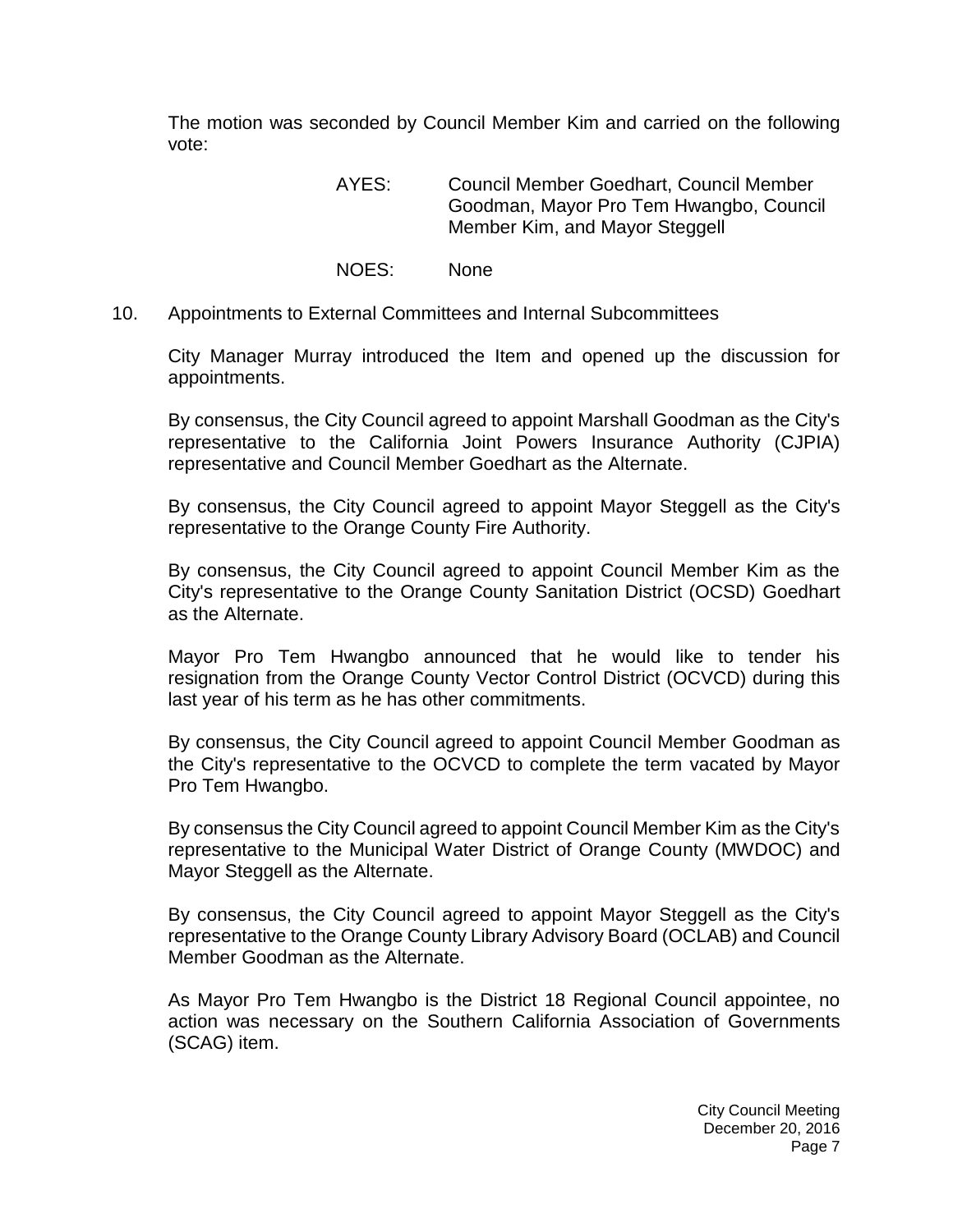The motion was seconded by Council Member Kim and carried on the following vote:

AYES: Council Member Goedhart, Council Member Goodman, Mayor Pro Tem Hwangbo, Council Member Kim, and Mayor Steggell

NOES: None

10. Appointments to External Committees and Internal Subcommittees

City Manager Murray introduced the Item and opened up the discussion for appointments.

By consensus, the City Council agreed to appoint Marshall Goodman as the City's representative to the California Joint Powers Insurance Authority (CJPIA) representative and Council Member Goedhart as the Alternate.

By consensus, the City Council agreed to appoint Mayor Steggell as the City's representative to the Orange County Fire Authority.

By consensus, the City Council agreed to appoint Council Member Kim as the City's representative to the Orange County Sanitation District (OCSD) Goedhart as the Alternate.

Mayor Pro Tem Hwangbo announced that he would like to tender his resignation from the Orange County Vector Control District (OCVCD) during this last year of his term as he has other commitments.

By consensus, the City Council agreed to appoint Council Member Goodman as the City's representative to the OCVCD to complete the term vacated by Mayor Pro Tem Hwangbo.

By consensus the City Council agreed to appoint Council Member Kim as the City's representative to the Municipal Water District of Orange County (MWDOC) and Mayor Steggell as the Alternate.

By consensus, the City Council agreed to appoint Mayor Steggell as the City's representative to the Orange County Library Advisory Board (OCLAB) and Council Member Goodman as the Alternate.

As Mayor Pro Tem Hwangbo is the District 18 Regional Council appointee, no action was necessary on the Southern California Association of Governments (SCAG) item.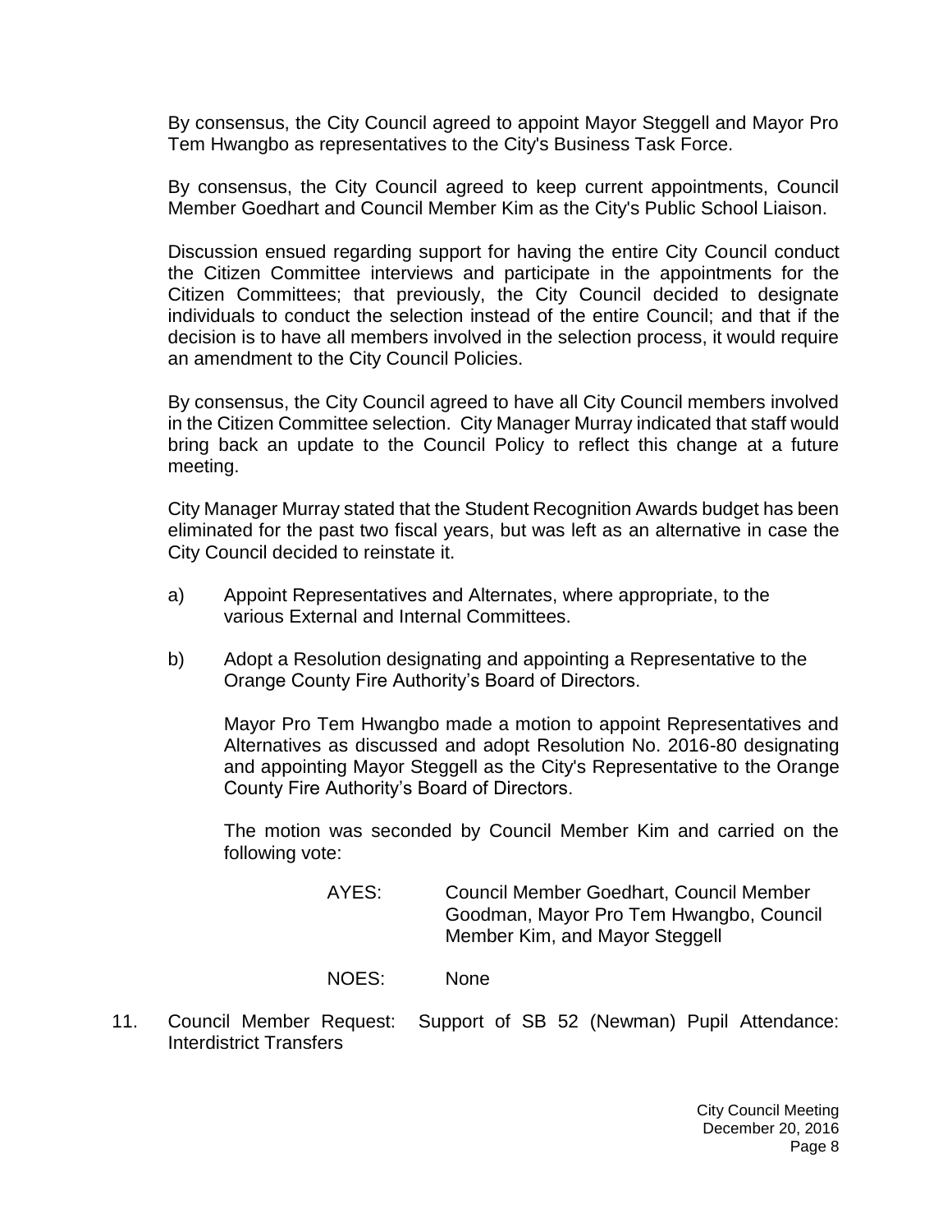By consensus, the City Council agreed to appoint Mayor Steggell and Mayor Pro Tem Hwangbo as representatives to the City's Business Task Force.

By consensus, the City Council agreed to keep current appointments, Council Member Goedhart and Council Member Kim as the City's Public School Liaison.

Discussion ensued regarding support for having the entire City Council conduct the Citizen Committee interviews and participate in the appointments for the Citizen Committees; that previously, the City Council decided to designate individuals to conduct the selection instead of the entire Council; and that if the decision is to have all members involved in the selection process, it would require an amendment to the City Council Policies.

By consensus, the City Council agreed to have all City Council members involved in the Citizen Committee selection. City Manager Murray indicated that staff would bring back an update to the Council Policy to reflect this change at a future meeting.

City Manager Murray stated that the Student Recognition Awards budget has been eliminated for the past two fiscal years, but was left as an alternative in case the City Council decided to reinstate it.

a) Appoint Representatives and Alternates, where appropriate, to the various External and Internal Committees.

b) Adopt a Resolution designating and appointing a Representative to the Orange County Fire Authority's Board of Directors.

Mayor Pro Tem Hwangbo made a motion to appoint Representatives and Alternatives as discussed and adopt Resolution No. 2016-80 designating and appointing Mayor Steggell as the City's Representative to the Orange County Fire Authority's Board of Directors.

The motion was seconded by Council Member Kim and carried on the following vote:

AYES: Council Member Goedhart, Council Member Goodman, Mayor Pro Tem Hwangbo, Council Member Kim, and Mayor Steggell

NOES: None

11. Council Member Request: Support of SB 52 (Newman) Pupil Attendance: Interdistrict Transfers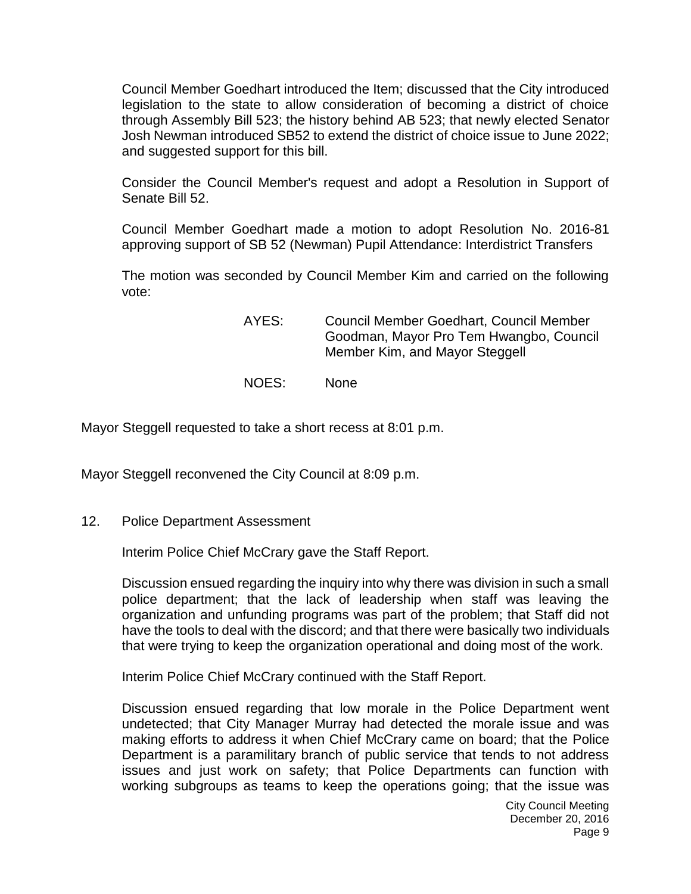Council Member Goedhart introduced the Item; discussed that the City introduced legislation to the state to allow consideration of becoming a district of choice through Assembly Bill 523; the history behind AB 523; that newly elected Senator Josh Newman introduced SB52 to extend the district of choice issue to June 2022; and suggested support for this bill.

Consider the Council Member's request and adopt a Resolution in Support of Senate Bill 52.

Council Member Goedhart made a motion to adopt Resolution No. 2016-81 approving support of SB 52 (Newman) Pupil Attendance: Interdistrict Transfers

The motion was seconded by Council Member Kim and carried on the following vote:

AYES: Council Member Goedhart, Council Member Goodman, Mayor Pro Tem Hwangbo, Council Member Kim, and Mayor Steggell

NOES: None

Mayor Steggell requested to take a short recess at 8:01 p.m.

Mayor Steggell reconvened the City Council at 8:09 p.m.

12. Police Department Assessment

Interim Police Chief McCrary gave the Staff Report.

Discussion ensued regarding the inquiry into why there was division in such a small police department; that the lack of leadership when staff was leaving the organization and unfunding programs was part of the problem; that Staff did not have the tools to deal with the discord; and that there were basically two individuals that were trying to keep the organization operational and doing most of the work.

Interim Police Chief McCrary continued with the Staff Report.

Discussion ensued regarding that low morale in the Police Department went undetected; that City Manager Murray had detected the morale issue and was making efforts to address it when Chief McCrary came on board; that the Police Department is a paramilitary branch of public service that tends to not address issues and just work on safety; that Police Departments can function with working subgroups as teams to keep the operations going; that the issue was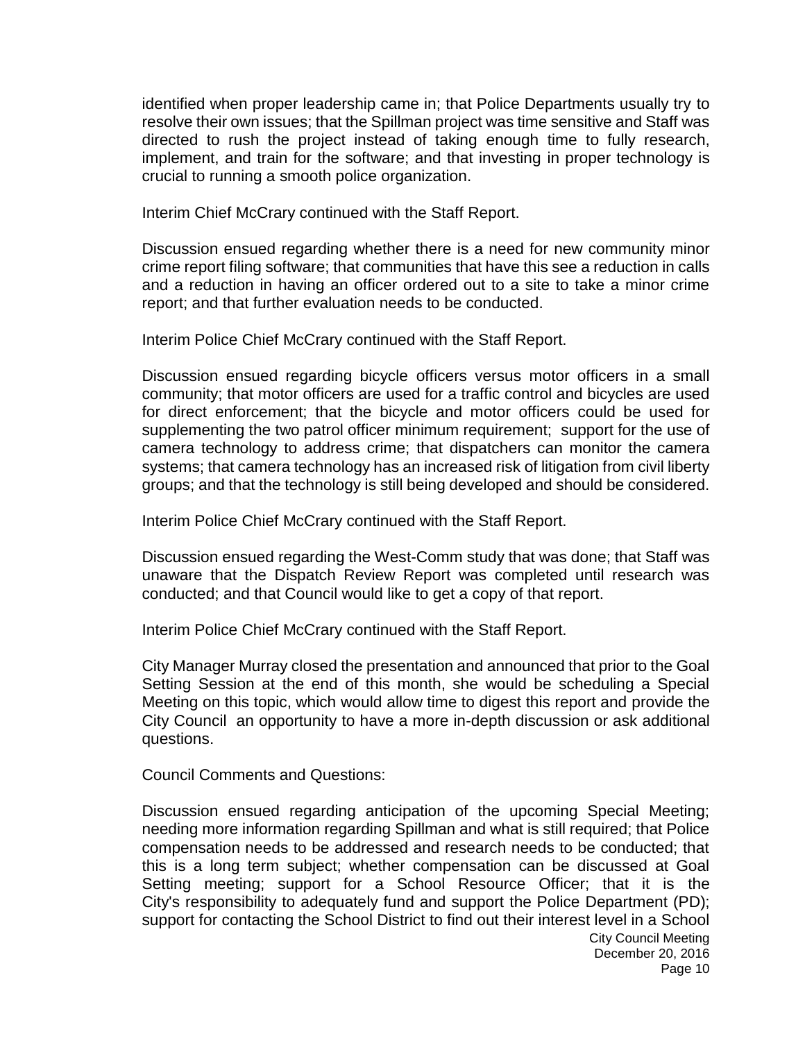identified when proper leadership came in; that Police Departments usually try to resolve their own issues; that the Spillman project was time sensitive and Staff was directed to rush the project instead of taking enough time to fully research, implement, and train for the software; and that investing in proper technology is crucial to running a smooth police organization.

Interim Chief McCrary continued with the Staff Report.

Discussion ensued regarding whether there is a need for new community minor crime report filing software; that communities that have this see a reduction in calls and a reduction in having an officer ordered out to a site to take a minor crime report; and that further evaluation needs to be conducted.

Interim Police Chief McCrary continued with the Staff Report.

Discussion ensued regarding bicycle officers versus motor officers in a small community; that motor officers are used for a traffic control and bicycles are used for direct enforcement; that the bicycle and motor officers could be used for supplementing the two patrol officer minimum requirement; support for the use of camera technology to address crime; that dispatchers can monitor the camera systems; that camera technology has an increased risk of litigation from civil liberty groups; and that the technology is still being developed and should be considered.

Interim Police Chief McCrary continued with the Staff Report.

Discussion ensued regarding the West-Comm study that was done; that Staff was unaware that the Dispatch Review Report was completed until research was conducted; and that Council would like to get a copy of that report.

Interim Police Chief McCrary continued with the Staff Report.

City Manager Murray closed the presentation and announced that prior to the Goal Setting Session at the end of this month, she would be scheduling a Special Meeting on this topic, which would allow time to digest this report and provide the City Council an opportunity to have a more in-depth discussion or ask additional questions.

Council Comments and Questions:

Discussion ensued regarding anticipation of the upcoming Special Meeting; needing more information regarding Spillman and what is still required; that Police compensation needs to be addressed and research needs to be conducted; that this is a long term subject; whether compensation can be discussed at Goal Setting meeting; support for a School Resource Officer; that it is the City's responsibility to adequately fund and support the Police Department (PD); support for contacting the School District to find out their interest level in a School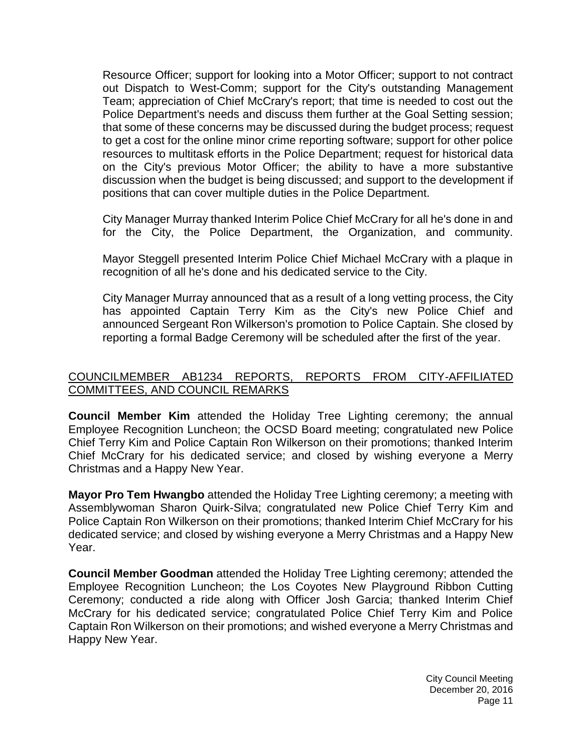Resource Officer; support for looking into a Motor Officer; support to not contract out Dispatch to West-Comm; support for the City's outstanding Management Team; appreciation of Chief McCrary's report; that time is needed to cost out the Police Department's needs and discuss them further at the Goal Setting session; that some of these concerns may be discussed during the budget process; request to get a cost for the online minor crime reporting software; support for other police resources to multitask efforts in the Police Department; request for historical data on the City's previous Motor Officer; the ability to have a more substantive discussion when the budget is being discussed; and support to the development if positions that can cover multiple duties in the Police Department.

City Manager Murray thanked Interim Police Chief McCrary for all he's done in and for the City, the Police Department, the Organization, and community.

Mayor Steggell presented Interim Police Chief Michael McCrary with a plaque in recognition of all he's done and his dedicated service to the City.

City Manager Murray announced that as a result of a long vetting process, the City has appointed Captain Terry Kim as the City's new Police Chief and announced Sergeant Ron Wilkerson's promotion to Police Captain. She closed by reporting a formal Badge Ceremony will be scheduled after the first of the year.

## COUNCILMEMBER AB1234 REPORTS, REPORTS FROM CITY-AFFILIATED COMMITTEES, AND COUNCIL REMARKS

**Council Member Kim** attended the Holiday Tree Lighting ceremony; the annual Employee Recognition Luncheon; the OCSD Board meeting; congratulated new Police Chief Terry Kim and Police Captain Ron Wilkerson on their promotions; thanked Interim Chief McCrary for his dedicated service; and closed by wishing everyone a Merry Christmas and a Happy New Year.

**Mayor Pro Tem Hwangbo** attended the Holiday Tree Lighting ceremony; a meeting with Assemblywoman Sharon Quirk-Silva; congratulated new Police Chief Terry Kim and Police Captain Ron Wilkerson on their promotions; thanked Interim Chief McCrary for his dedicated service; and closed by wishing everyone a Merry Christmas and a Happy New Year.

**Council Member Goodman** attended the Holiday Tree Lighting ceremony; attended the Employee Recognition Luncheon; the Los Coyotes New Playground Ribbon Cutting Ceremony; conducted a ride along with Officer Josh Garcia; thanked Interim Chief McCrary for his dedicated service; congratulated Police Chief Terry Kim and Police Captain Ron Wilkerson on their promotions; and wished everyone a Merry Christmas and Happy New Year.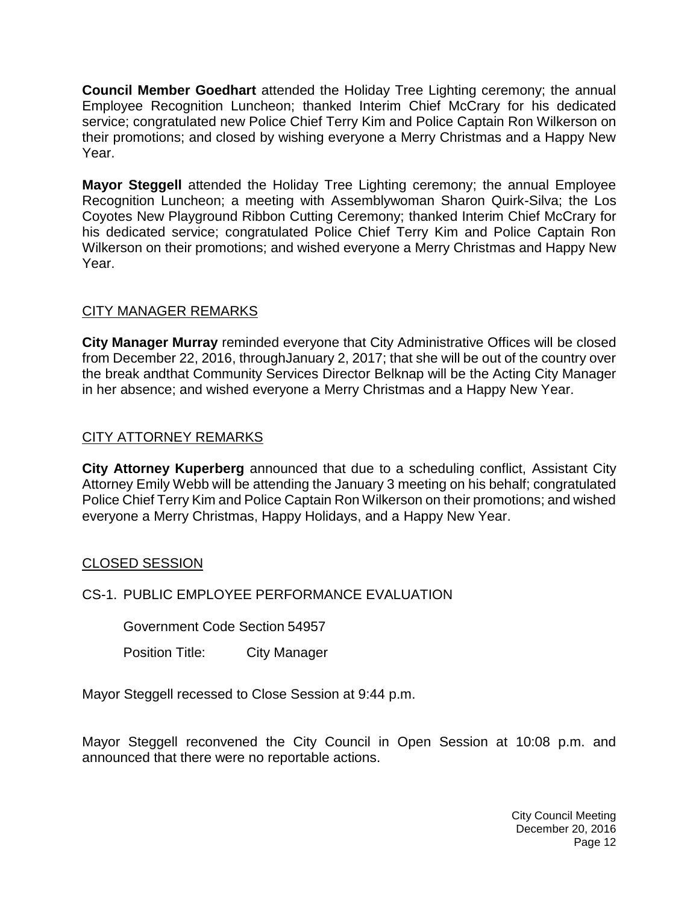**Council Member Goedhart** attended the Holiday Tree Lighting ceremony; the annual Employee Recognition Luncheon; thanked Interim Chief McCrary for his dedicated service; congratulated new Police Chief Terry Kim and Police Captain Ron Wilkerson on their promotions; and closed by wishing everyone a Merry Christmas and a Happy New Year.

**Mayor Steggell** attended the Holiday Tree Lighting ceremony; the annual Employee Recognition Luncheon; a meeting with Assemblywoman Sharon Quirk-Silva; the Los Coyotes New Playground Ribbon Cutting Ceremony; thanked Interim Chief McCrary for his dedicated service; congratulated Police Chief Terry Kim and Police Captain Ron Wilkerson on their promotions; and wished everyone a Merry Christmas and Happy New Year.

## CITY MANAGER REMARKS

**City Manager Murray** reminded everyone that City Administrative Offices will be closed from December 22, 2016, throughJanuary 2, 2017; that she will be out of the country over the break andthat Community Services Director Belknap will be the Acting City Manager in her absence; and wished everyone a Merry Christmas and a Happy New Year.

## CITY ATTORNEY REMARKS

**City Attorney Kuperberg** announced that due to a scheduling conflict, Assistant City Attorney Emily Webb will be attending the January 3 meeting on his behalf; congratulated Police Chief Terry Kim and Police Captain Ron Wilkerson on their promotions; and wished everyone a Merry Christmas, Happy Holidays, and a Happy New Year.

## CLOSED SESSION

CS-1. PUBLIC EMPLOYEE PERFORMANCE EVALUATION

Government Code Section 54957

Position Title: City Manager

Mayor Steggell recessed to Close Session at 9:44 p.m.

Mayor Steggell reconvened the City Council in Open Session at 10:08 p.m. and announced that there were no reportable actions.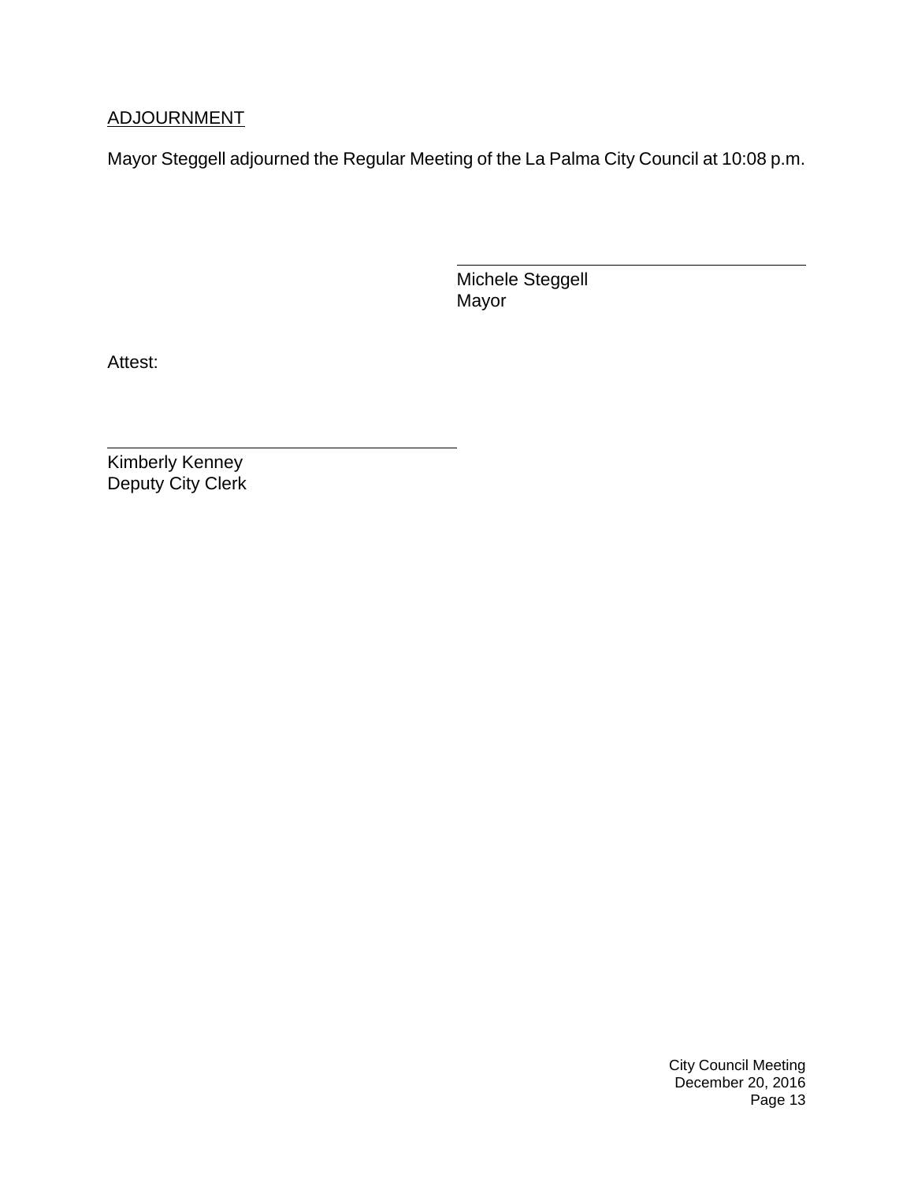ADJOURNMENT

Mayor Steggell adjourned the Regular Meeting of the La Palma City Council at 10:08 p.m.

\_\_\_\_\_\_\_\_\_\_\_\_\_\_\_\_\_\_\_\_\_\_\_\_\_\_\_\_\_\_\_\_\_\_\_\_\_\_\_\_

Michele Steggell
Mayor

Attest:

\_\_\_\_\_\_\_\_\_\_\_\_\_\_\_\_\_\_\_\_\_\_\_\_\_\_\_\_\_\_\_\_\_\_\_\_\_\_\_\_

Kimberly Kenney
Deputy City Clerk